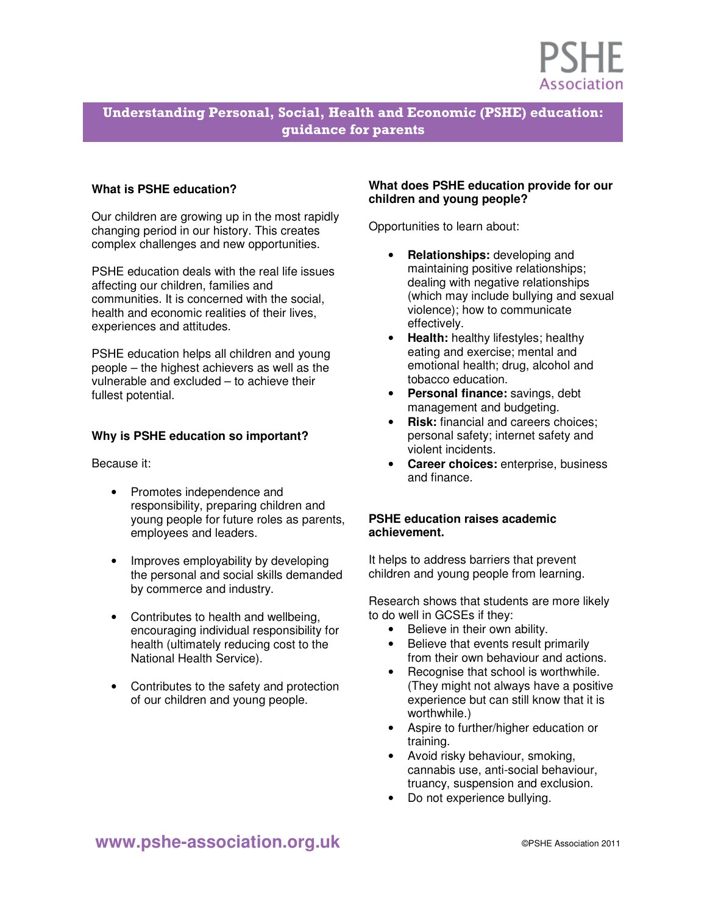PSHE Association

# Understanding Personal, Social, Health and Economic (PSHE) education: guidance for parents

## What is PSHE education?

Our children are growing up in the most rapidly changing period in our history. This creates complex challenges and new opportunities.

PSHE education deals with the real life issues affecting our children, families and communities. It is concerned with the social, health and economic realities of their lives, experiences and attitudes.

PSHE education helps all children and young people – the highest achievers as well as the vulnerable and excluded – to achieve their fullest potential.

## Why is PSHE education so important?

Because it:

- Promotes independence and responsibility, preparing children and young people for future roles as parents, employees and leaders.
- Improves employability by developing the personal and social skills demanded by commerce and industry.
- Contributes to health and wellbeing, encouraging individual responsibility for health (ultimately reducing cost to the National Health Service).
- Contributes to the safety and protection of our children and young people.

## What does PSHE education provide for our children and young people?

Opportunities to learn about:

- **Relationships:** developing and maintaining positive relationships; dealing with negative relationships (which may include bullying and sexual violence); how to communicate effectively.
- **Health:** healthy lifestyles; healthy eating and exercise; mental and emotional health; drug, alcohol and tobacco education.
- **Personal finance:** savings, debt management and budgeting.
- **Risk:** financial and careers choices; personal safety; internet safety and violent incidents.
- **Career choices:** enterprise, business and finance.

## PSHE education raises academic achievement.

It helps to address barriers that prevent children and young people from learning.

Research shows that students are more likely to do well in GCSEs if they:

- Believe in their own ability.
- Believe that events result primarily from their own behaviour and actions.
- Recognise that school is worthwhile. (They might not always have a positive experience but can still know that it is worthwhile.)
- Aspire to further/higher education or training.
- Avoid risky behaviour, smoking, cannabis use, anti-social behaviour, truancy, suspension and exclusion.
- Do not experience bullying.

www.pshe-association.org.uk

©PSHE Association 2011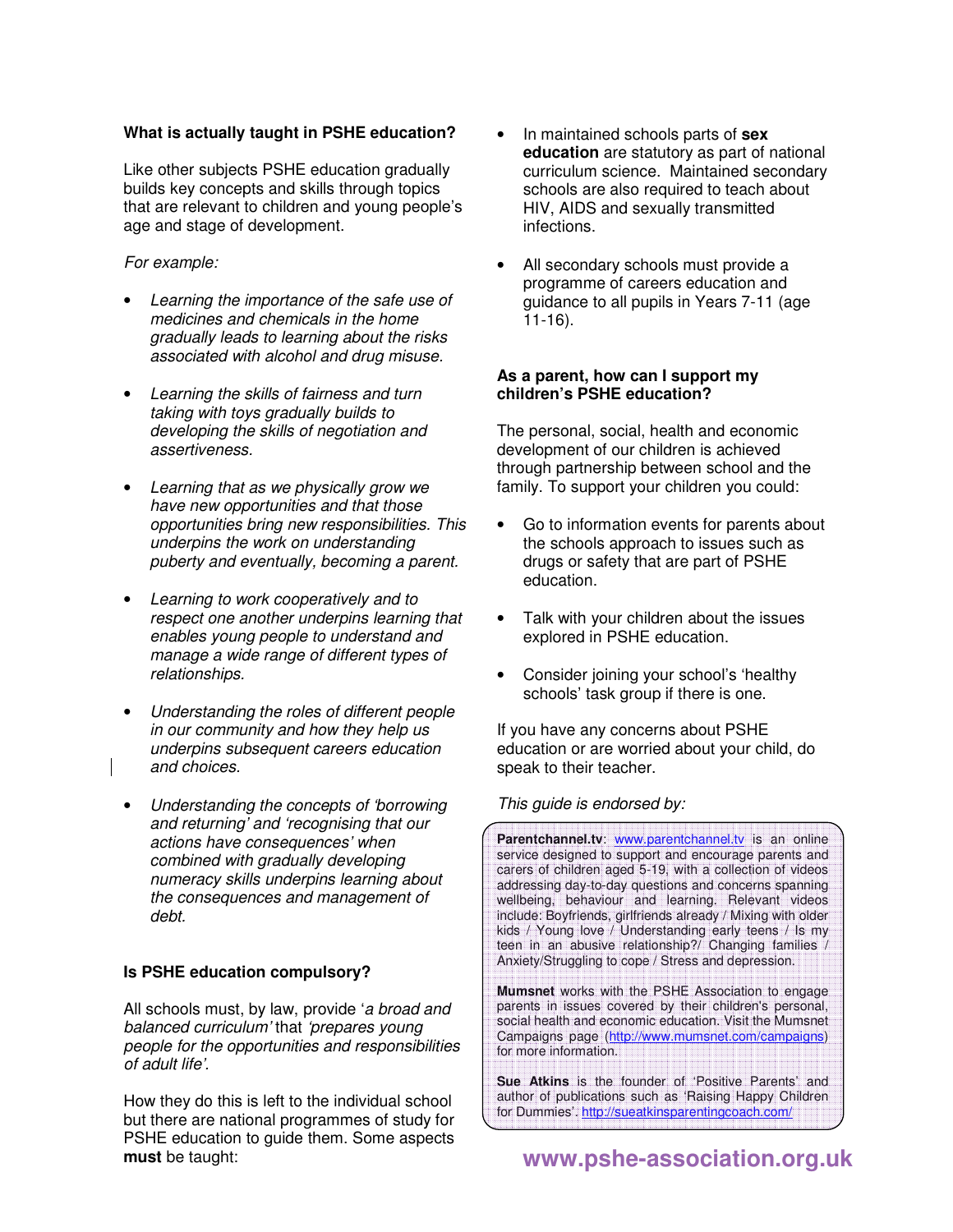## What is actually taught in PSHE education?

Like other subjects PSHE education gradually builds key concepts and skills through topics that are relevant to children and young people's age and stage of development.

*For example:*

- *Learning the importance of the safe use of medicines and chemicals in the home gradually leads to learning about the risks associated with alcohol and drug misuse.*
- *Learning the skills of fairness and turn taking with toys gradually builds to developing the skills of negotiation and assertiveness.*
- *Learning that as we physically grow we have new opportunities and that those opportunities bring new responsibilities. This underpins the work on understanding puberty and eventually, becoming a parent.*
- *Learning to work cooperatively and to respect one another underpins learning that enables young people to understand and manage a wide range of different types of relationships.*
- *Understanding the roles of different people in our community and how they help us underpins subsequent careers education and choices.*
- *Understanding the concepts of 'borrowing and returning' and 'recognising that our actions have consequences' when combined with gradually developing numeracy skills underpins learning about the consequences and management of debt.*

## Is PSHE education compulsory?

All schools must, by law, provide '*a broad and balanced curriculum'* that *'prepares young people for the opportunities and responsibilities of adult life'.*

How they do this is left to the individual school but there are national programmes of study for PSHE education to guide them. Some aspects **must** be taught:

- In maintained schools parts of **sex education** are statutory as part of national curriculum science. Maintained secondary schools are also required to teach about HIV, AIDS and sexually transmitted infections.
- All secondary schools must provide a programme of careers education and guidance to all pupils in Years 7-11 (age 11-16).

## As a parent, how can I support my children's PSHE education?

The personal, social, health and economic development of our children is achieved through partnership between school and the family. To support your children you could:

- Go to information events for parents about the schools approach to issues such as drugs or safety that are part of PSHE education.
- Talk with your children about the issues explored in PSHE education.
- Consider joining your school's 'healthy schools' task group if there is one.

If you have any concerns about PSHE education or are worried about your child, do speak to their teacher.

*This guide is endorsed by:*

**Parentchannel.tv**: www.parentchannel.tv is an online service designed to support and encourage parents and carers of children aged 5-19, with a collection of videos addressing day-to-day questions and concerns spanning wellbeing, behaviour and learning. Relevant videos include: Boyfriends, girlfriends already / Mixing with older kids / Young love / Understanding early teens / Is my teen in an abusive relationship?/ Changing families / Anxiety/Struggling to cope / Stress and depression.

**Mumsnet** works with the PSHE Association to engage parents in issues covered by their children's personal, social health and economic education. Visit the Mumsnet Campaigns page (http://www.mumsnet.com/campaigns) for more information.

**Sue Atkins** is the founder of 'Positive Parents' and author of publications such as 'Raising Happy Children for Dummies'. http://sueatkinsparentingcoach.com/

**www.pshe-association.org.uk**